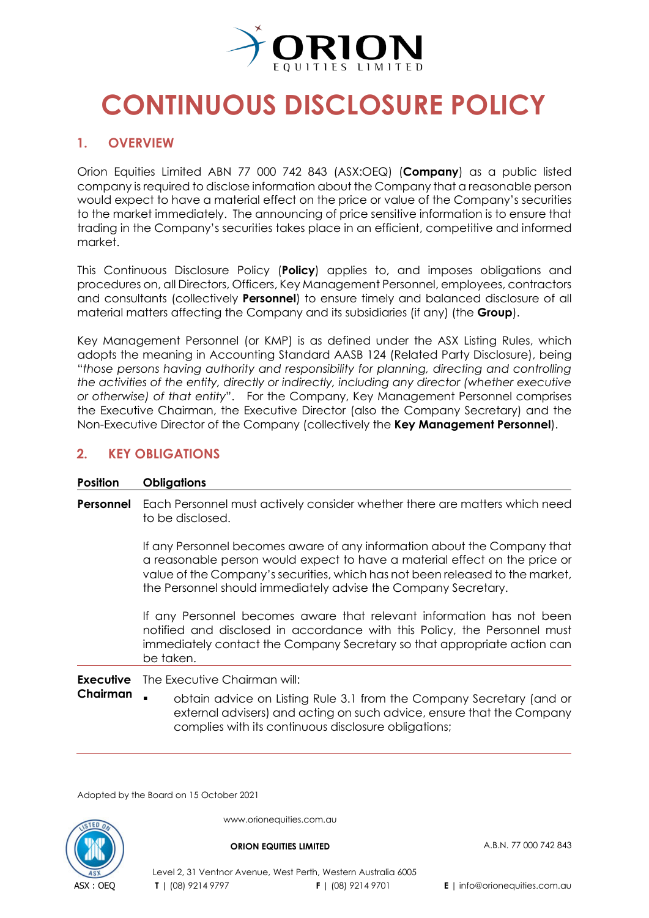# CONTINUOUS DISCLOSURE POLICY

## 1. OVERVIEW

Orion Equities Limited ABN 77 000 742 843 (ASX:OEQ) (**Company**) as a public listed company is required to disclose information about the Company that a reasonable person would expect to have a material effect on the price or value of the Company's securities to the market immediately. The announcing of price sensitive information is to ensure that trading in the Company's securities takes place in an efficient, competitive and informed market.

This Continuous Disclosure Policy (**Policy**) applies to, and imposes obligations and procedures on, all Directors, Officers, Key Management Personnel, employees, contractors and consultants (collectively **Personnel**) to ensure timely and balanced disclosure of all material matters affecting the Company and its subsidiaries (if any) (the **Group**).

Key Management Personnel (or KMP) is as defined under the ASX Listing Rules, which adopts the meaning in Accounting Standard AASB 124 (Related Party Disclosure), being "*those persons having authority and responsibility for planning, directing and controlling the activities of the entity, directly or indirectly, including any director (whether executive or otherwise) of that entity*". For the Company, Key Management Personnel comprises the Executive Chairman, the Executive Director (also the Company Secretary) and the Non-Executive Director of the Company (collectively the **Key Management Personnel**).

## 2. KEY OBLIGATIONS

| Position | Obligations |
|---|---|
| **Personnel** | Each Personnel must actively consider whether there are matters which need to be disclosed.<br><br>If any Personnel becomes aware of any information about the Company that a reasonable person would expect to have a material effect on the price or value of the Company's securities, which has not been released to the market, the Personnel should immediately advise the Company Secretary.<br><br>If any Personnel becomes aware that relevant information has not been notified and disclosed in accordance with this Policy, the Personnel must immediately contact the Company Secretary so that appropriate action can be taken. |
| **Executive Chairman** | The Executive Chairman will:<br>▪ obtain advice on Listing Rule 3.1 from the Company Secretary (and or external advisers) and acting on such advice, ensure that the Company complies with its continuous disclosure obligations; |

Adopted by the Board on 15 October 2021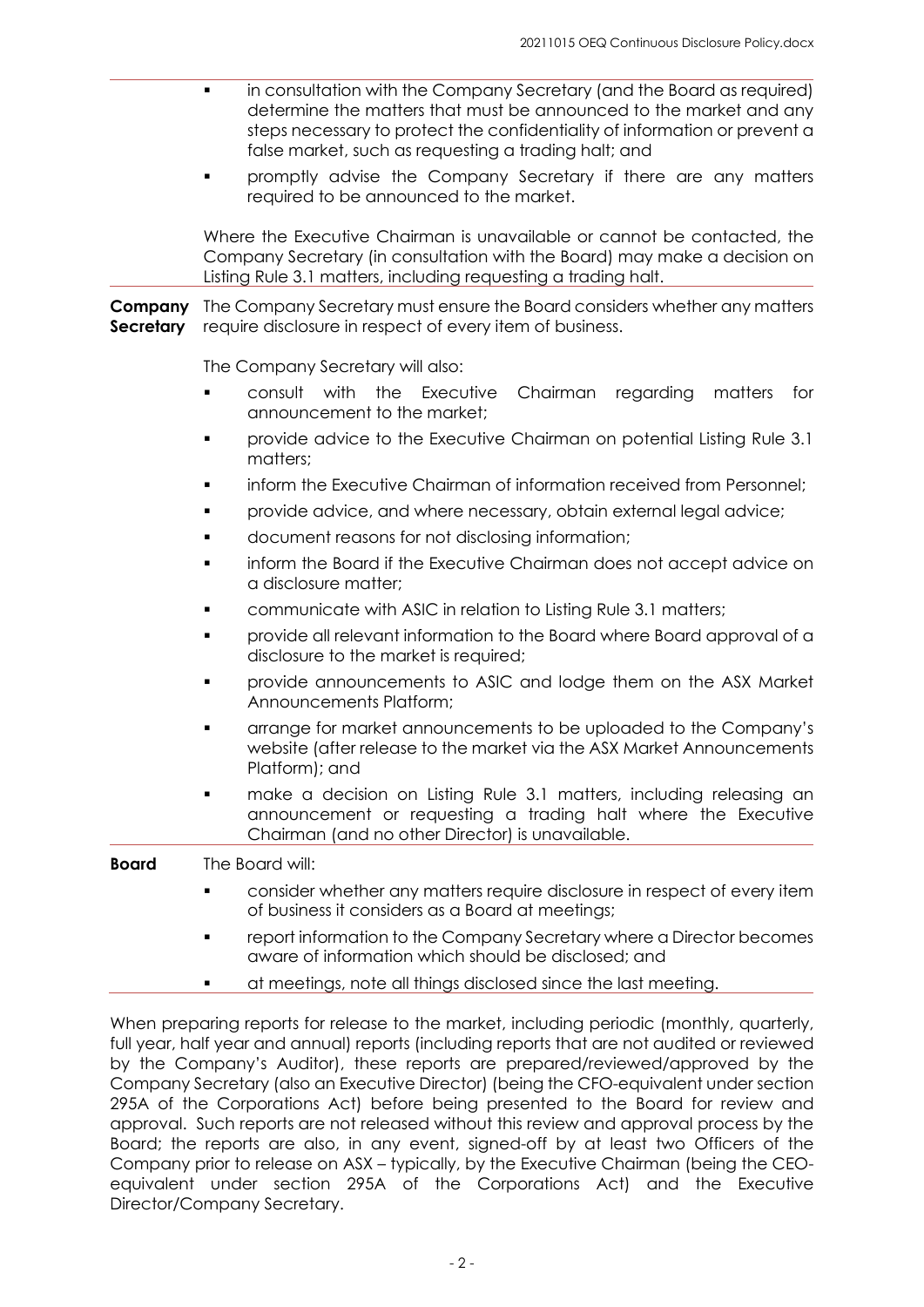| | |
|---|---|
| | ▪ in consultation with the Company Secretary (and the Board as required) determine the matters that must be announced to the market and any steps necessary to protect the confidentiality of information or prevent a false market, such as requesting a trading halt; and<br>▪ promptly advise the Company Secretary if there are any matters required to be announced to the market.<br><br>Where the Executive Chairman is unavailable or cannot be contacted, the Company Secretary (in consultation with the Board) may make a decision on Listing Rule 3.1 matters, including requesting a trading halt. |
| **Company Secretary** | The Company Secretary must ensure the Board considers whether any matters require disclosure in respect of every item of business.<br><br>The Company Secretary will also:<br>▪ consult with the Executive Chairman regarding matters for announcement to the market;<br>▪ provide advice to the Executive Chairman on potential Listing Rule 3.1 matters;<br>▪ inform the Executive Chairman of information received from Personnel;<br>▪ provide advice, and where necessary, obtain external legal advice;<br>▪ document reasons for not disclosing information;<br>▪ inform the Board if the Executive Chairman does not accept advice on a disclosure matter;<br>▪ communicate with ASIC in relation to Listing Rule 3.1 matters;<br>▪ provide all relevant information to the Board where Board approval of a disclosure to the market is required;<br>▪ provide announcements to ASIC and lodge them on the ASX Market Announcements Platform;<br>▪ arrange for market announcements to be uploaded to the Company's website (after release to the market via the ASX Market Announcements Platform); and<br>▪ make a decision on Listing Rule 3.1 matters, including releasing an announcement or requesting a trading halt where the Executive Chairman (and no other Director) is unavailable. |
| **Board** | The Board will:<br>▪ consider whether any matters require disclosure in respect of every item of business it considers as a Board at meetings;<br>▪ report information to the Company Secretary where a Director becomes aware of information which should be disclosed; and<br>▪ at meetings, note all things disclosed since the last meeting. |

When preparing reports for release to the market, including periodic (monthly, quarterly, full year, half year and annual) reports (including reports that are not audited or reviewed by the Company's Auditor), these reports are prepared/reviewed/approved by the Company Secretary (also an Executive Director) (being the CFO-equivalent under section 295A of the Corporations Act) before being presented to the Board for review and approval. Such reports are not released without this review and approval process by the Board; the reports are also, in any event, signed-off by at least two Officers of the Company prior to release on ASX – typically, by the Executive Chairman (being the CEO-equivalent under section 295A of the Corporations Act) and the Executive Director/Company Secretary.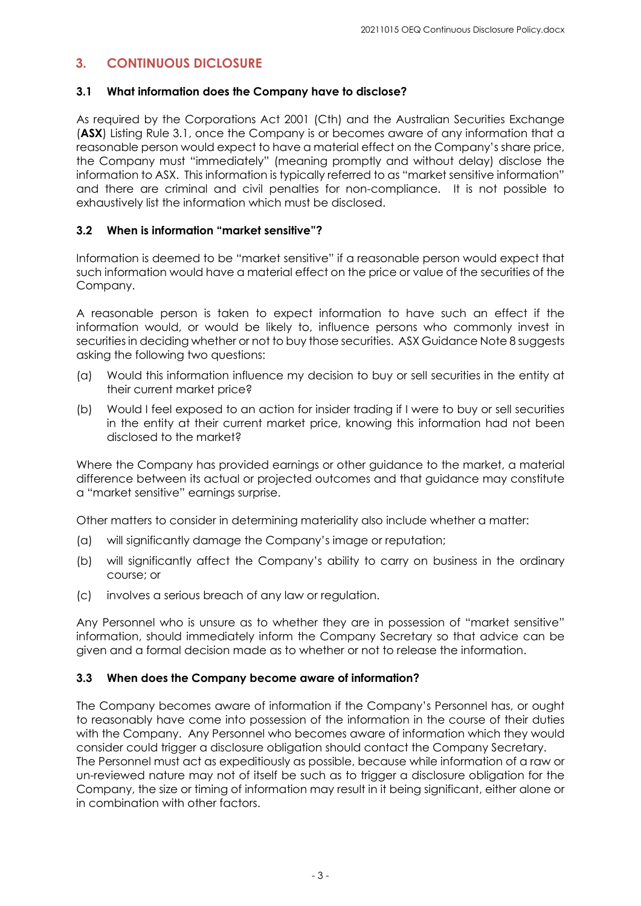## 3. CONTINUOUS DICLOSURE

### 3.1 What information does the Company have to disclose?

As required by the Corporations Act 2001 (Cth) and the Australian Securities Exchange (**ASX**) Listing Rule 3.1, once the Company is or becomes aware of any information that a reasonable person would expect to have a material effect on the Company's share price, the Company must "immediately" (meaning promptly and without delay) disclose the information to ASX. This information is typically referred to as "market sensitive information" and there are criminal and civil penalties for non-compliance. It is not possible to exhaustively list the information which must be disclosed.

### 3.2 When is information "market sensitive"?

Information is deemed to be "market sensitive" if a reasonable person would expect that such information would have a material effect on the price or value of the securities of the Company.

A reasonable person is taken to expect information to have such an effect if the information would, or would be likely to, influence persons who commonly invest in securities in deciding whether or not to buy those securities. ASX Guidance Note 8 suggests asking the following two questions:

(a) Would this information influence my decision to buy or sell securities in the entity at their current market price?

(b) Would I feel exposed to an action for insider trading if I were to buy or sell securities in the entity at their current market price, knowing this information had not been disclosed to the market?

Where the Company has provided earnings or other guidance to the market, a material difference between its actual or projected outcomes and that guidance may constitute a "market sensitive" earnings surprise.

Other matters to consider in determining materiality also include whether a matter:

(a) will significantly damage the Company's image or reputation;

(b) will significantly affect the Company's ability to carry on business in the ordinary course; or

(c) involves a serious breach of any law or regulation.

Any Personnel who is unsure as to whether they are in possession of "market sensitive" information, should immediately inform the Company Secretary so that advice can be given and a formal decision made as to whether or not to release the information.

### 3.3 When does the Company become aware of information?

The Company becomes aware of information if the Company's Personnel has, or ought to reasonably have come into possession of the information in the course of their duties with the Company. Any Personnel who becomes aware of information which they would consider could trigger a disclosure obligation should contact the Company Secretary. The Personnel must act as expeditiously as possible, because while information of a raw or un-reviewed nature may not of itself be such as to trigger a disclosure obligation for the Company, the size or timing of information may result in it being significant, either alone or in combination with other factors.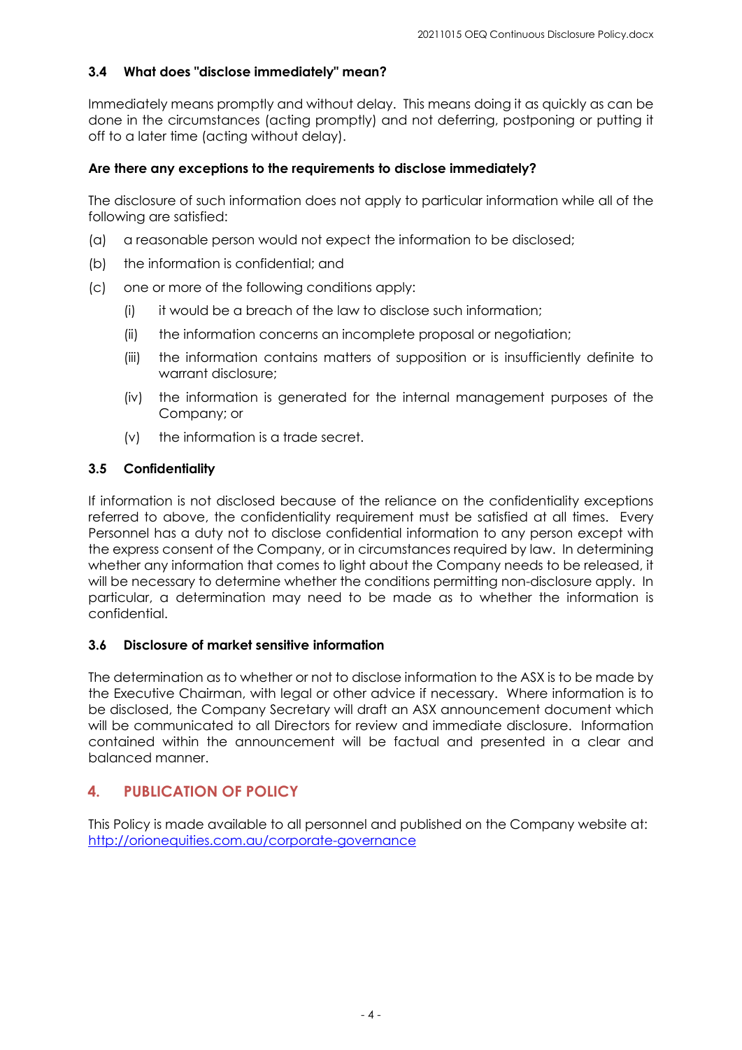### 3.4 What does "disclose immediately" mean?

Immediately means promptly and without delay. This means doing it as quickly as can be done in the circumstances (acting promptly) and not deferring, postponing or putting it off to a later time (acting without delay).

**Are there any exceptions to the requirements to disclose immediately?**

The disclosure of such information does not apply to particular information while all of the following are satisfied:

(a) a reasonable person would not expect the information to be disclosed;

(b) the information is confidential; and

(c) one or more of the following conditions apply:

  (i) it would be a breach of the law to disclose such information;

  (ii) the information concerns an incomplete proposal or negotiation;

  (iii) the information contains matters of supposition or is insufficiently definite to warrant disclosure;

  (iv) the information is generated for the internal management purposes of the Company; or

  (v) the information is a trade secret.

### 3.5 Confidentiality

If information is not disclosed because of the reliance on the confidentiality exceptions referred to above, the confidentiality requirement must be satisfied at all times. Every Personnel has a duty not to disclose confidential information to any person except with the express consent of the Company, or in circumstances required by law. In determining whether any information that comes to light about the Company needs to be released, it will be necessary to determine whether the conditions permitting non-disclosure apply. In particular, a determination may need to be made as to whether the information is confidential.

### 3.6 Disclosure of market sensitive information

The determination as to whether or not to disclose information to the ASX is to be made by the Executive Chairman, with legal or other advice if necessary. Where information is to be disclosed, the Company Secretary will draft an ASX announcement document which will be communicated to all Directors for review and immediate disclosure. Information contained within the announcement will be factual and presented in a clear and balanced manner.

## 4. PUBLICATION OF POLICY

This Policy is made available to all personnel and published on the Company website at: http://orionequities.com.au/corporate-governance